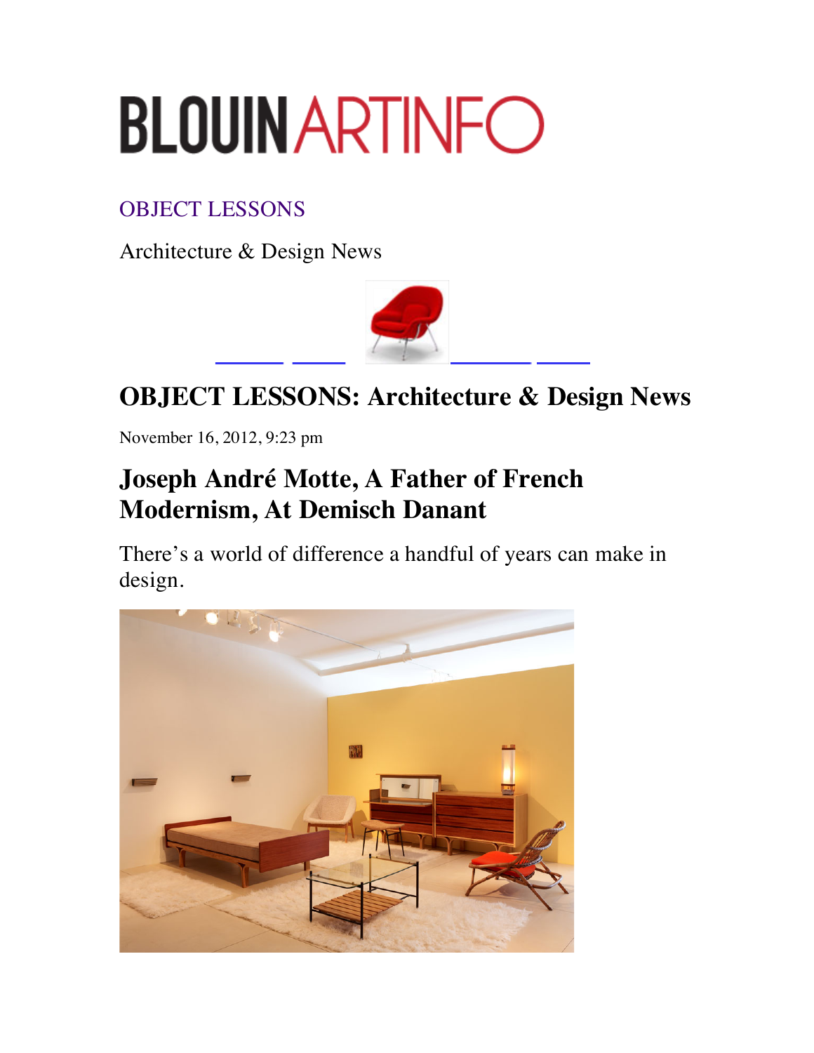# BLOUIN ARTINFO

OBJECT LESSONS

Architecture & Design News

## OBJECT LESSONS: Architecture & Design News

November 16, 2012, 9:23 pm

## Joseph André Motte, A Father of French Modernism, At Demisch Danant

There's a world of difference a handful of years can make in design.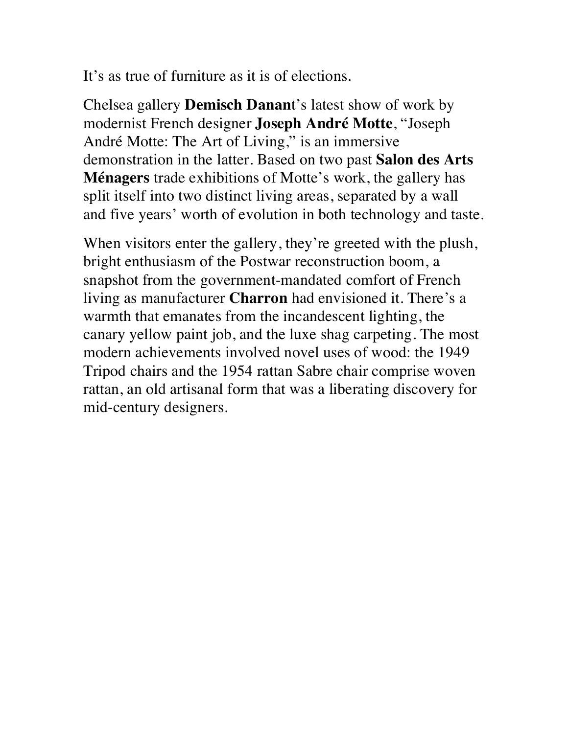It’s as true of furniture as it is of elections.

Chelsea gallery **Demisch Danan**t’s latest show of work by modernist French designer **Joseph André Motte**, “Joseph André Motte: The Art of Living,” is an immersive demonstration in the latter. Based on two past **Salon des Arts Ménagers** trade exhibitions of Motte’s work, the gallery has split itself into two distinct living areas, separated by a wall and five years’ worth of evolution in both technology and taste.

When visitors enter the gallery, they’re greeted with the plush, bright enthusiasm of the Postwar reconstruction boom, a snapshot from the government-mandated comfort of French living as manufacturer **Charron** had envisioned it. There’s a warmth that emanates from the incandescent lighting, the canary yellow paint job, and the luxe shag carpeting. The most modern achievements involved novel uses of wood: the 1949 Tripod chairs and the 1954 rattan Sabre chair comprise woven rattan, an old artisanal form that was a liberating discovery for mid-century designers.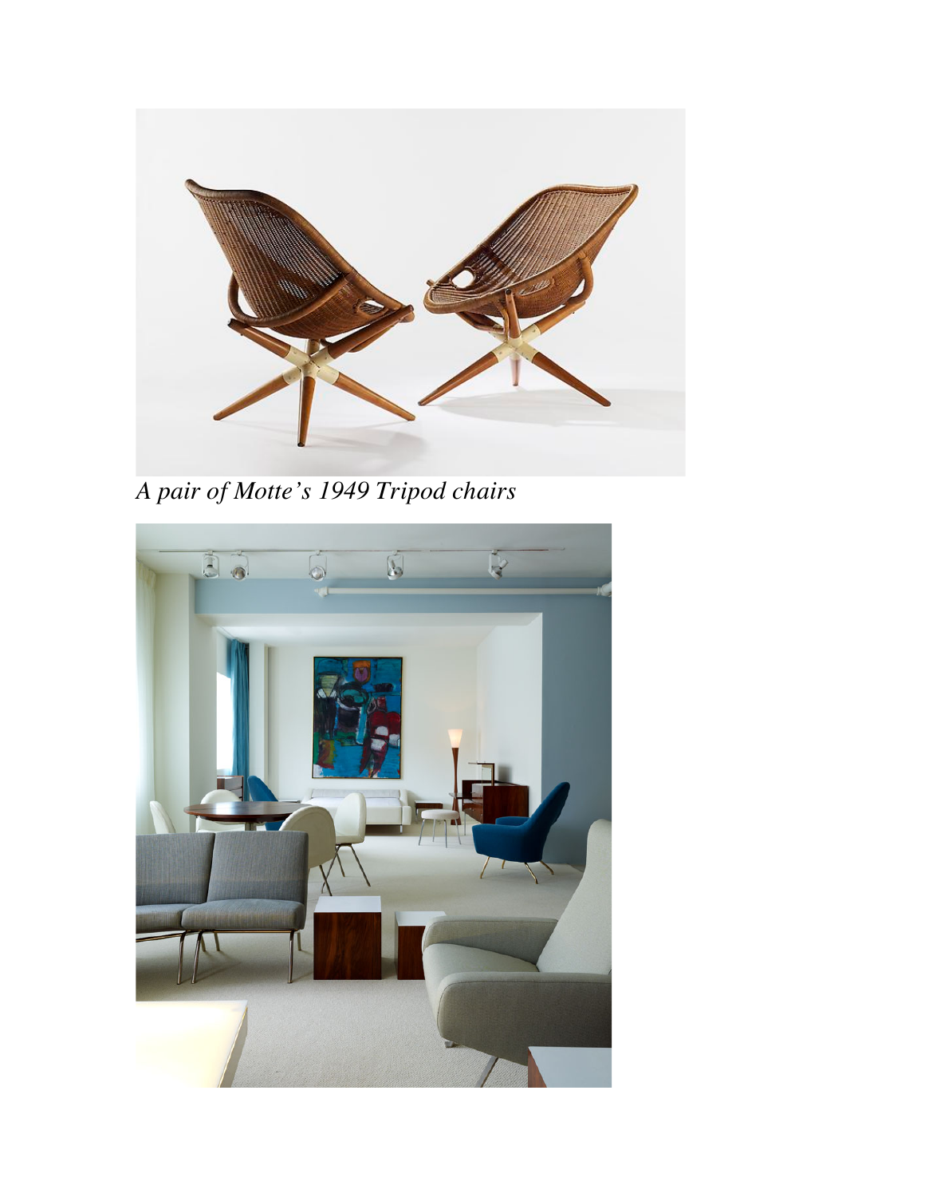*A pair of Motte's 1949 Tripod chairs*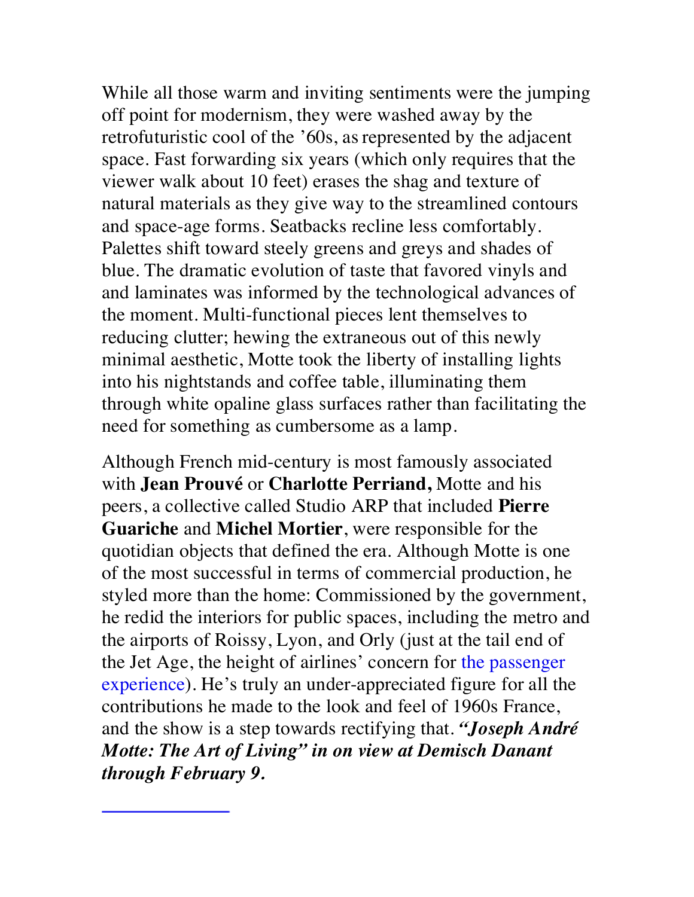While all those warm and inviting sentiments were the jumping off point for modernism, they were washed away by the retrofuturistic cool of the '60s, as represented by the adjacent space. Fast forwarding six years (which only requires that the viewer walk about 10 feet) erases the shag and texture of natural materials as they give way to the streamlined contours and space-age forms. Seatbacks recline less comfortably. Palettes shift toward steely greens and greys and shades of blue. The dramatic evolution of taste that favored vinyls and and laminates was informed by the technological advances of the moment. Multi-functional pieces lent themselves to reducing clutter; hewing the extraneous out of this newly minimal aesthetic, Motte took the liberty of installing lights into his nightstands and coffee table, illuminating them through white opaline glass surfaces rather than facilitating the need for something as cumbersome as a lamp.

Although French mid-century is most famously associated with **Jean Prouvé** or **Charlotte Perriand,** Motte and his peers, a collective called Studio ARP that included **Pierre Guariche** and **Michel Mortier**, were responsible for the quotidian objects that defined the era. Although Motte is one of the most successful in terms of commercial production, he styled more than the home: Commissioned by the government, he redid the interiors for public spaces, including the metro and the airports of Roissy, Lyon, and Orly (just at the tail end of the Jet Age, the height of airlines' concern for the passenger experience). He's truly an under-appreciated figure for all the contributions he made to the look and feel of 1960s France, and the show is a step towards rectifying that. ***"Joseph André Motte: The Art of Living" in on view at Demisch Danant through February 9.***